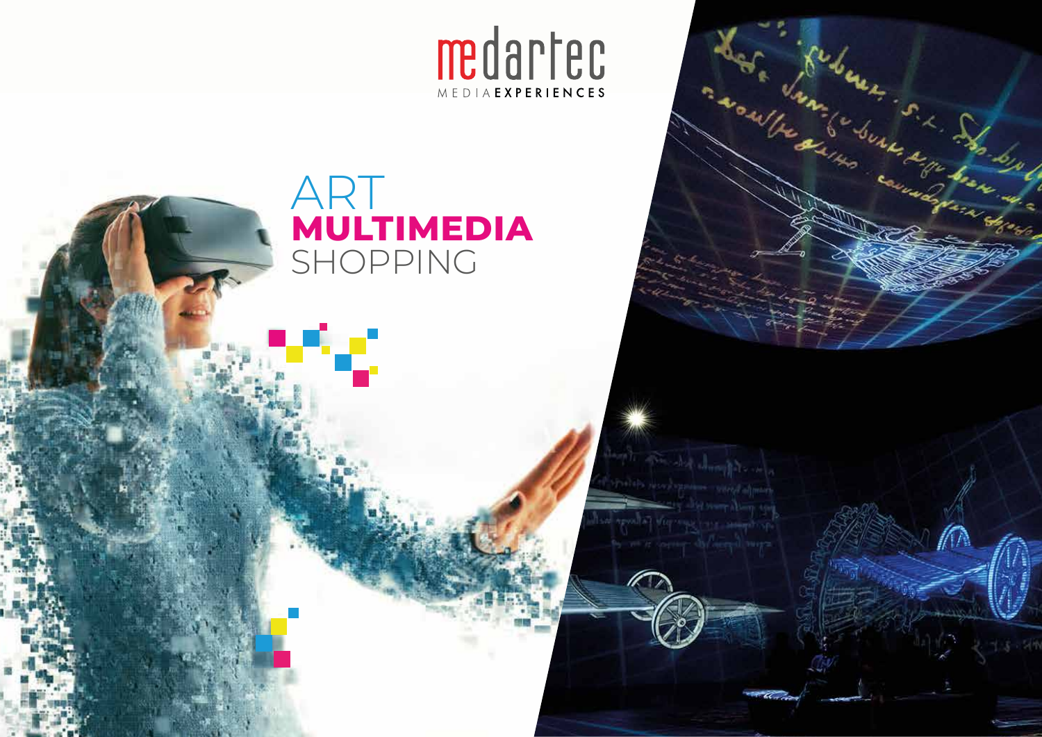# medartec

MEDIA EXPERIENCES

## ART
## **MULTIMEDIA**
## SHOPPING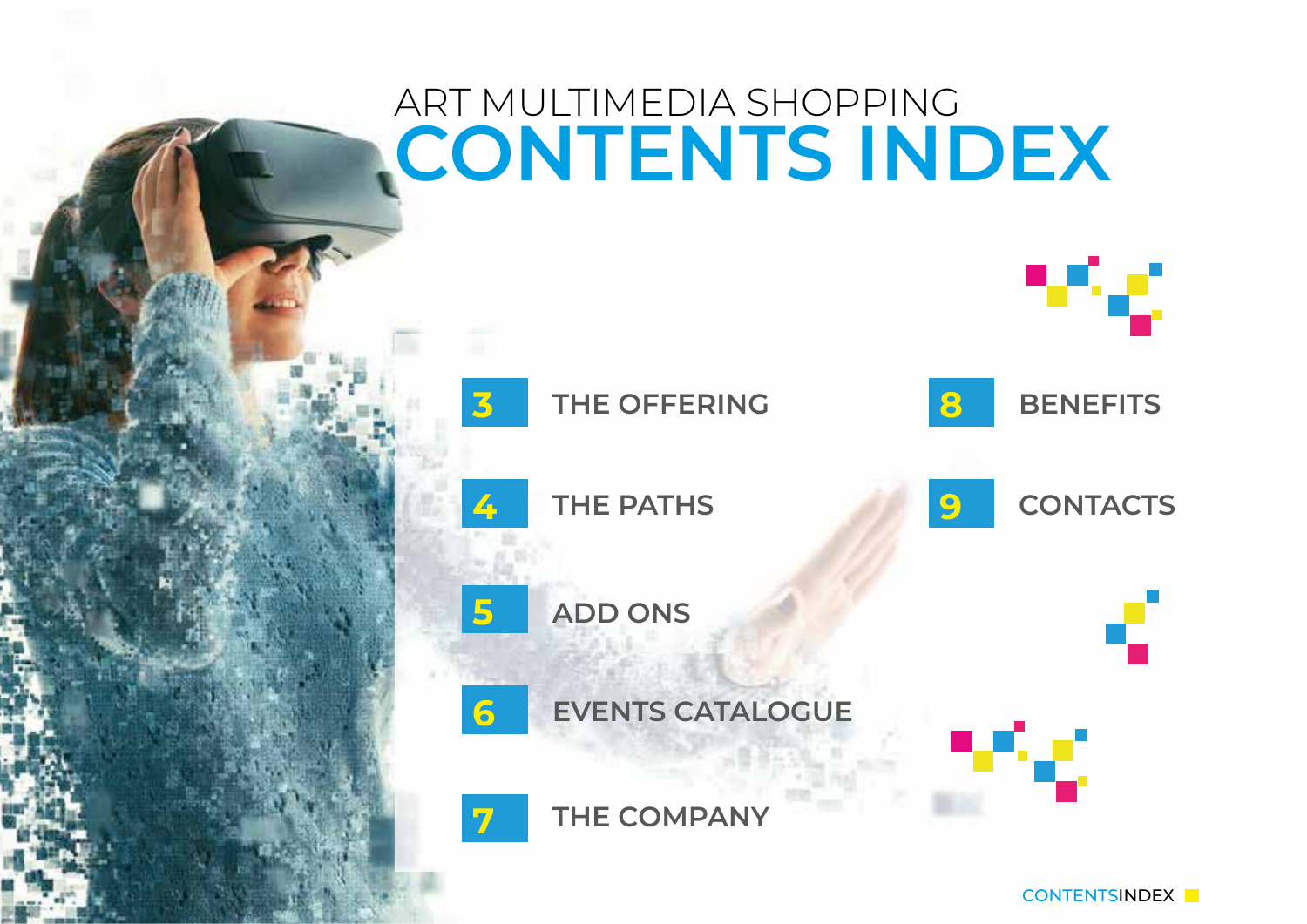ART MULTIMEDIA SHOPPING

# CONTENTS INDEX

- 3 THE OFFERING
- 4 THE PATHS
- 5 ADD ONS
- 6 EVENTS CATALOGUE
- 7 THE COMPANY
- 8 BENEFITS
- 9 CONTACTS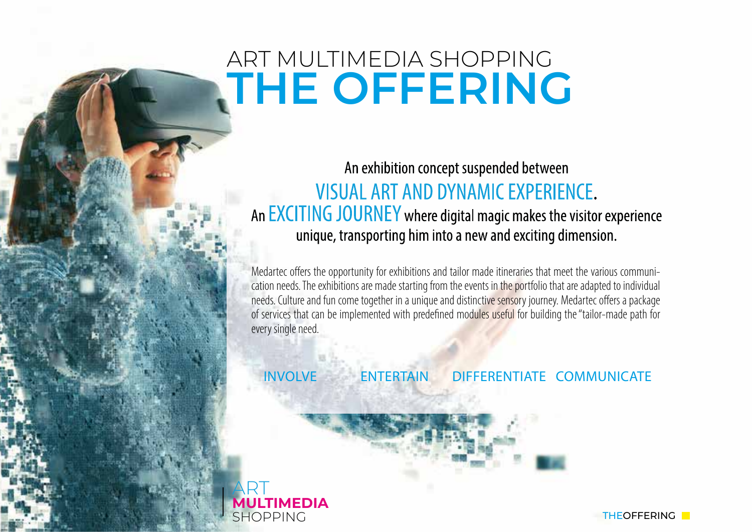# ART MULTIMEDIA SHOPPING
# THE OFFERING

An exhibition concept suspended between
**VISUAL ART AND DYNAMIC EXPERIENCE.**
An **EXCITING JOURNEY** where digital magic makes the visitor experience unique, transporting him into a new and exciting dimension.

Medartec offers the opportunity for exhibitions and tailor made itineraries that meet the various communication needs. The exhibitions are made starting from the events in the portfolio that are adapted to individual needs. Culture and fun come together in a unique and distinctive sensory journey. Medartec offers a package of services that can be implemented with predefined modules useful for building the "tailor-made path for every single need.

INVOLVE   ENTERTAIN   DIFFERENTIATE   COMMUNICATE

ART
**MULTIMEDIA**
SHOPPING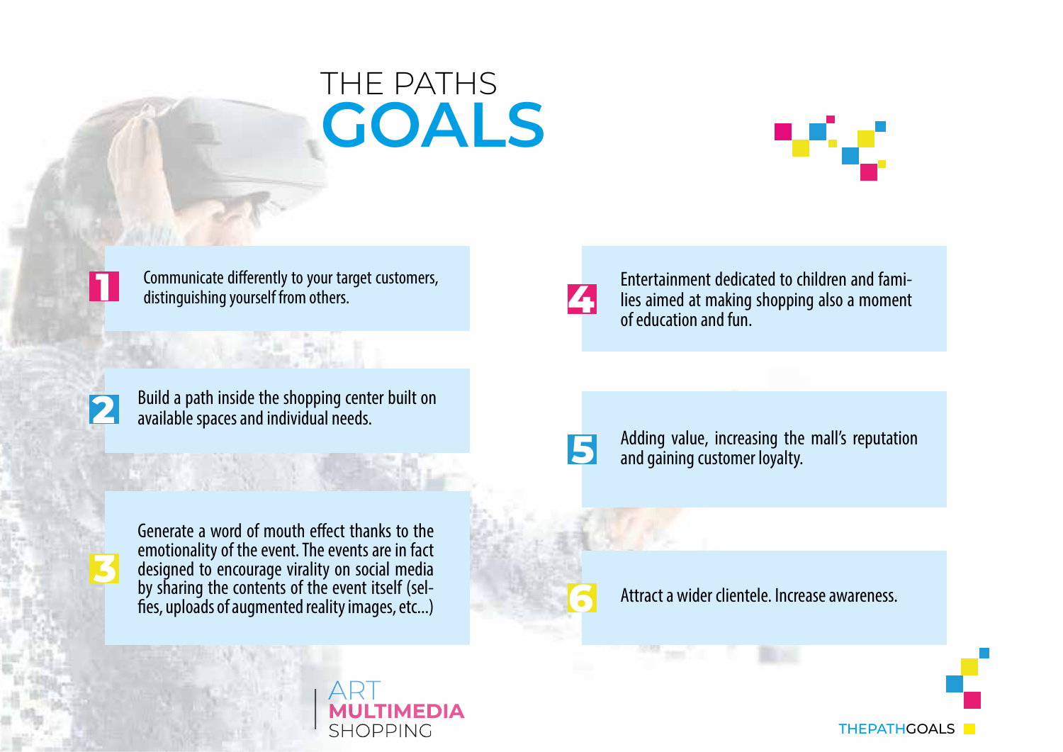# THE PATHS GOALS

1. Communicate differently to your target customers, distinguishing yourself from others.

2. Build a path inside the shopping center built on available spaces and individual needs.

3. Generate a word of mouth effect thanks to the emotionality of the event. The events are in fact designed to encourage virality on social media by sharing the contents of the event itself (selfies, uploads of augmented reality images, etc...)

4. Entertainment dedicated to children and families aimed at making shopping also a moment of education and fun.

5. Adding value, increasing the mall's reputation and gaining customer loyalty.

6. Attract a wider clientele. Increase awareness.

ART MULTIMEDIA SHOPPING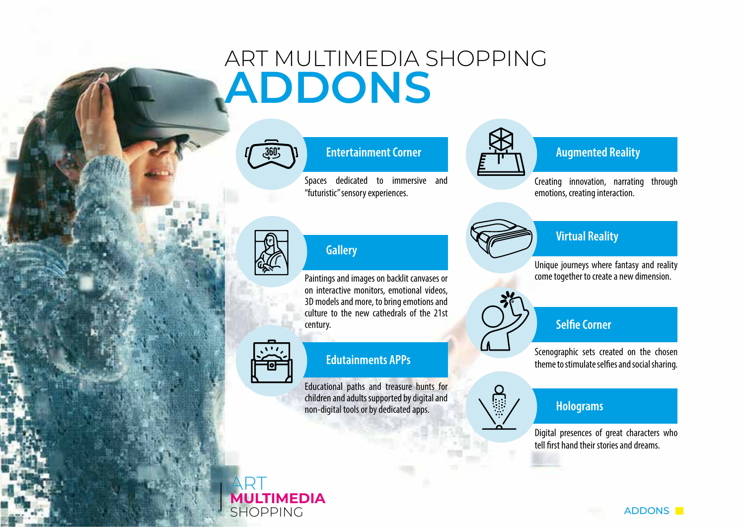# ART MULTIMEDIA SHOPPING ADDONS

## Entertainment Corner

Spaces dedicated to immersive and "futuristic" sensory experiences.

## Gallery

Paintings and images on backlit canvases or on interactive monitors, emotional videos, 3D models and more, to bring emotions and culture to the new cathedrals of the 21st century.

## Edutainments APPs

Educational paths and treasure hunts for children and adults supported by digital and non-digital tools or by dedicated apps.

## Augmented Reality

Creating innovation, narrating through emotions, creating interaction.

## Virtual Reality

Unique journeys where fantasy and reality come together to create a new dimension.

## Selfie Corner

Scenographic sets created on the chosen theme to stimulate selfies and social sharing.

## Holograms

Digital presences of great characters who tell first hand their stories and dreams.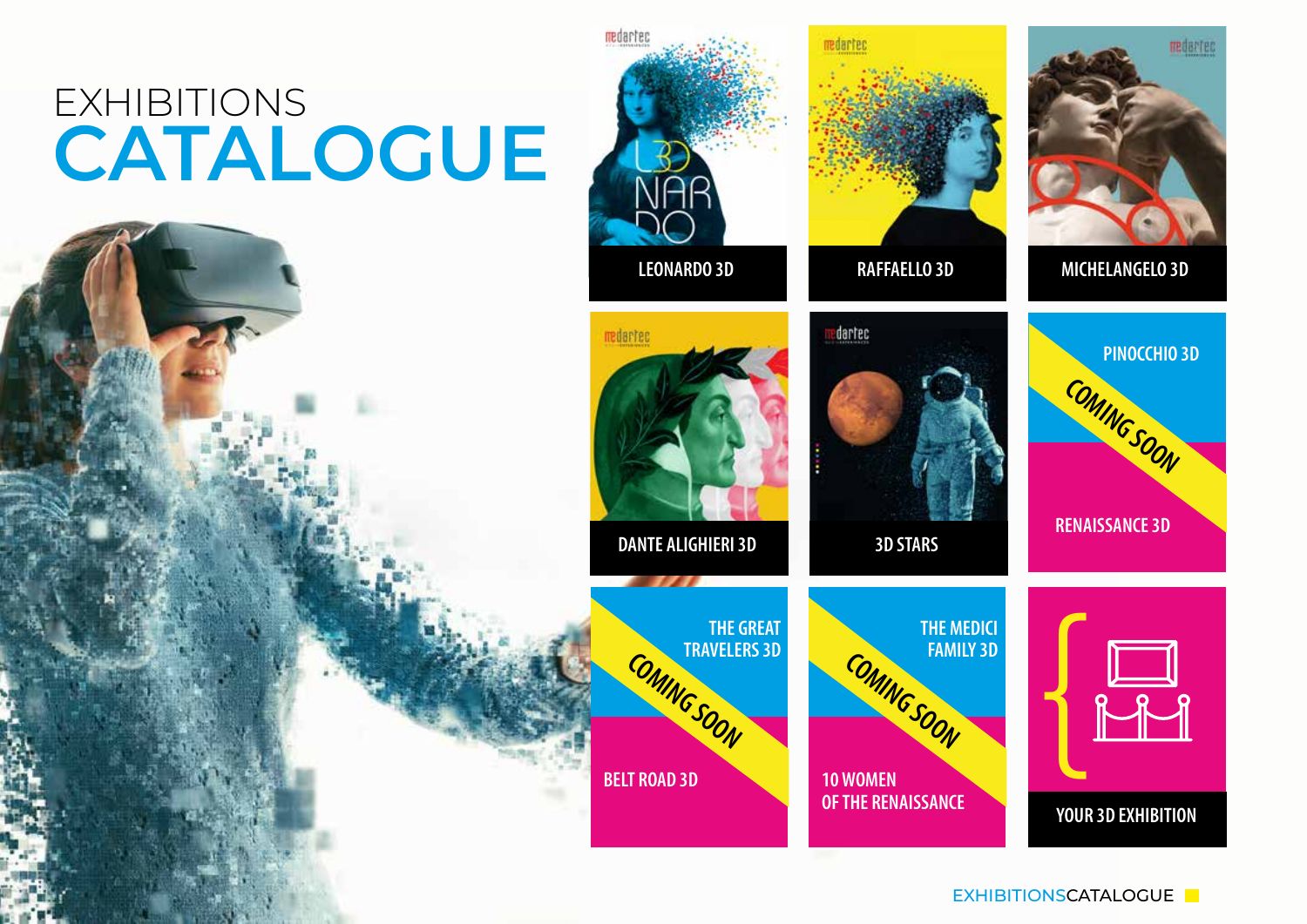# EXHIBITIONS CATALOGUE

- LEONARDO 3D
- RAFFAELLO 3D
- MICHELANGELO 3D
- DANTE ALIGHIERI 3D
- 3D STARS
- PINOCCHIO 3D — COMING SOON
- RENAISSANCE 3D — COMING SOON
- THE GREAT TRAVELERS 3D — COMING SOON
- BELT ROAD 3D — COMING SOON
- THE MEDICI FAMILY 3D — COMING SOON
- 10 WOMEN OF THE RENAISSANCE — COMING SOON
- YOUR 3D EXHIBITION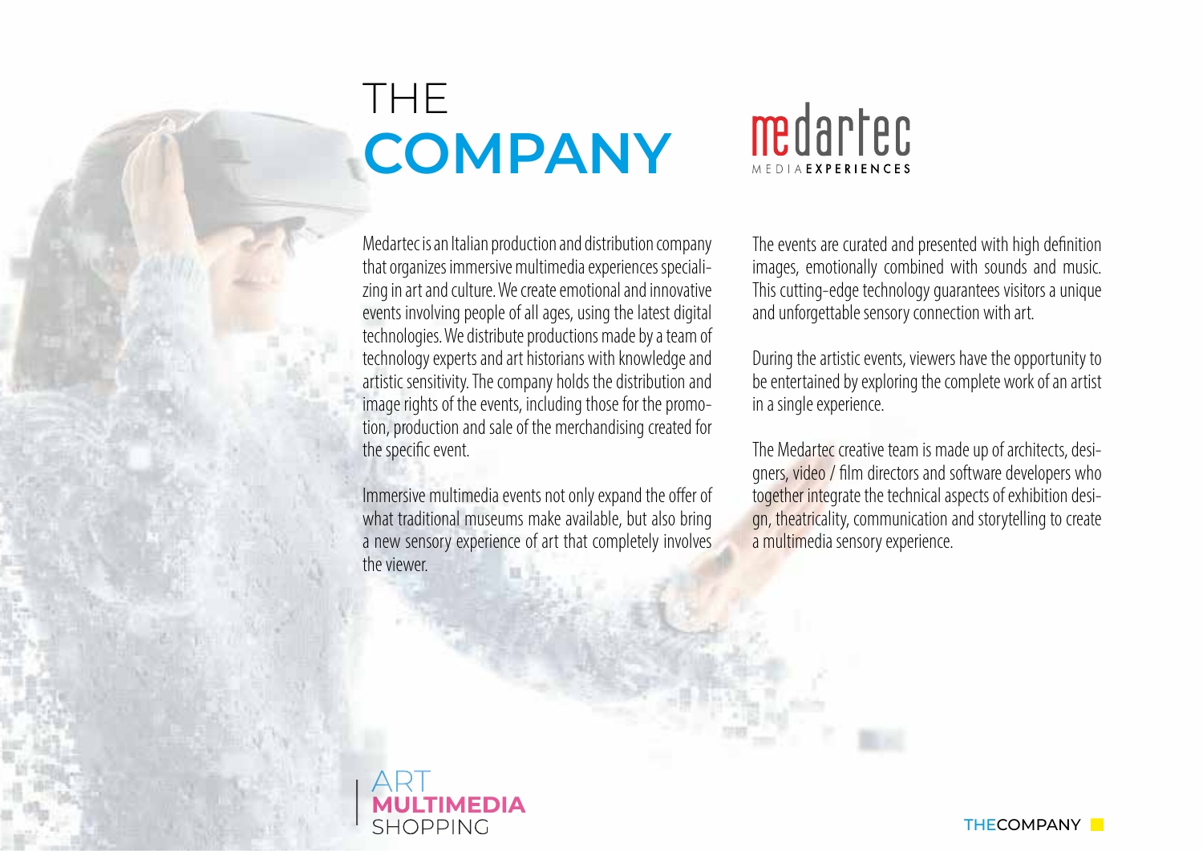# THE COMPANY

medartec
MEDIA EXPERIENCES

Medartec is an Italian production and distribution company that organizes immersive multimedia experiences specializing in art and culture. We create emotional and innovative events involving people of all ages, using the latest digital technologies. We distribute productions made by a team of technology experts and art historians with knowledge and artistic sensitivity. The company holds the distribution and image rights of the events, including those for the promotion, production and sale of the merchandising created for the specific event.

Immersive multimedia events not only expand the offer of what traditional museums make available, but also bring a new sensory experience of art that completely involves the viewer.

The events are curated and presented with high definition images, emotionally combined with sounds and music. This cutting-edge technology guarantees visitors a unique and unforgettable sensory connection with art.

During the artistic events, viewers have the opportunity to be entertained by exploring the complete work of an artist in a single experience.

The Medartec creative team is made up of architects, designers, video / film directors and software developers who together integrate the technical aspects of exhibition design, theatricality, communication and storytelling to create a multimedia sensory experience.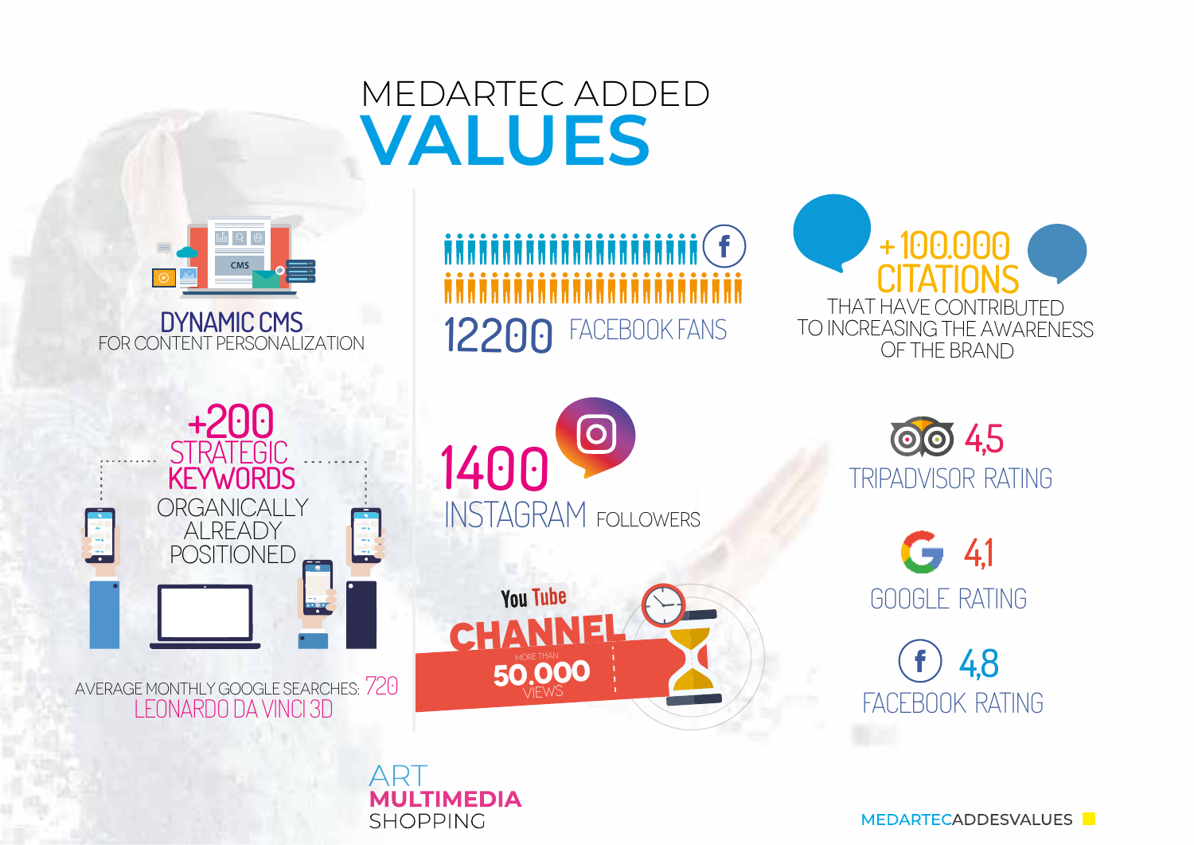# MEDARTEC ADDED **VALUES**

**DYNAMIC CMS**
FOR CONTENT PERSONALIZATION

**+200 STRATEGIC KEYWORDS**
ORGANICALLY ALREADY POSITIONED

AVERAGE MONTHLY GOOGLE SEARCHES: 720
LEONARDO DA VINCI 3D

**12200** FACEBOOK FANS

**1400** INSTAGRAM FOLLOWERS

YouTube **CHANNEL**
MORE THAN **50.000** VIEWS

**+100.000 CITATIONS**
THAT HAVE CONTRIBUTED TO INCREASING THE AWARENESS OF THE BRAND

**4,5** TRIPADVISOR RATING

**4,1** GOOGLE RATING

**4,8** FACEBOOK RATING

ART
**MULTIMEDIA**
SHOPPING

MEDARTECADDESVALUES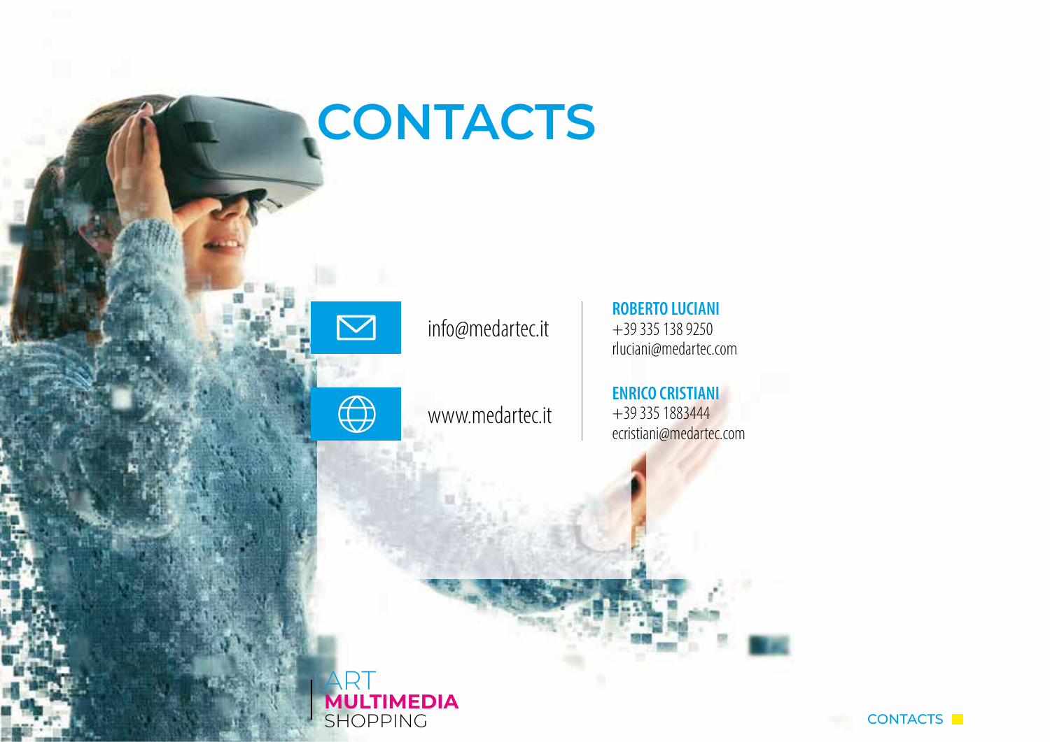# CONTACTS

info@medartec.it

www.medartec.it

**ROBERTO LUCIANI**
+39 335 138 9250
rluciani@medartec.com

**ENRICO CRISTIANI**
+39 335 1883444
ecristiani@medartec.com

ART
**MULTIMEDIA**
SHOPPING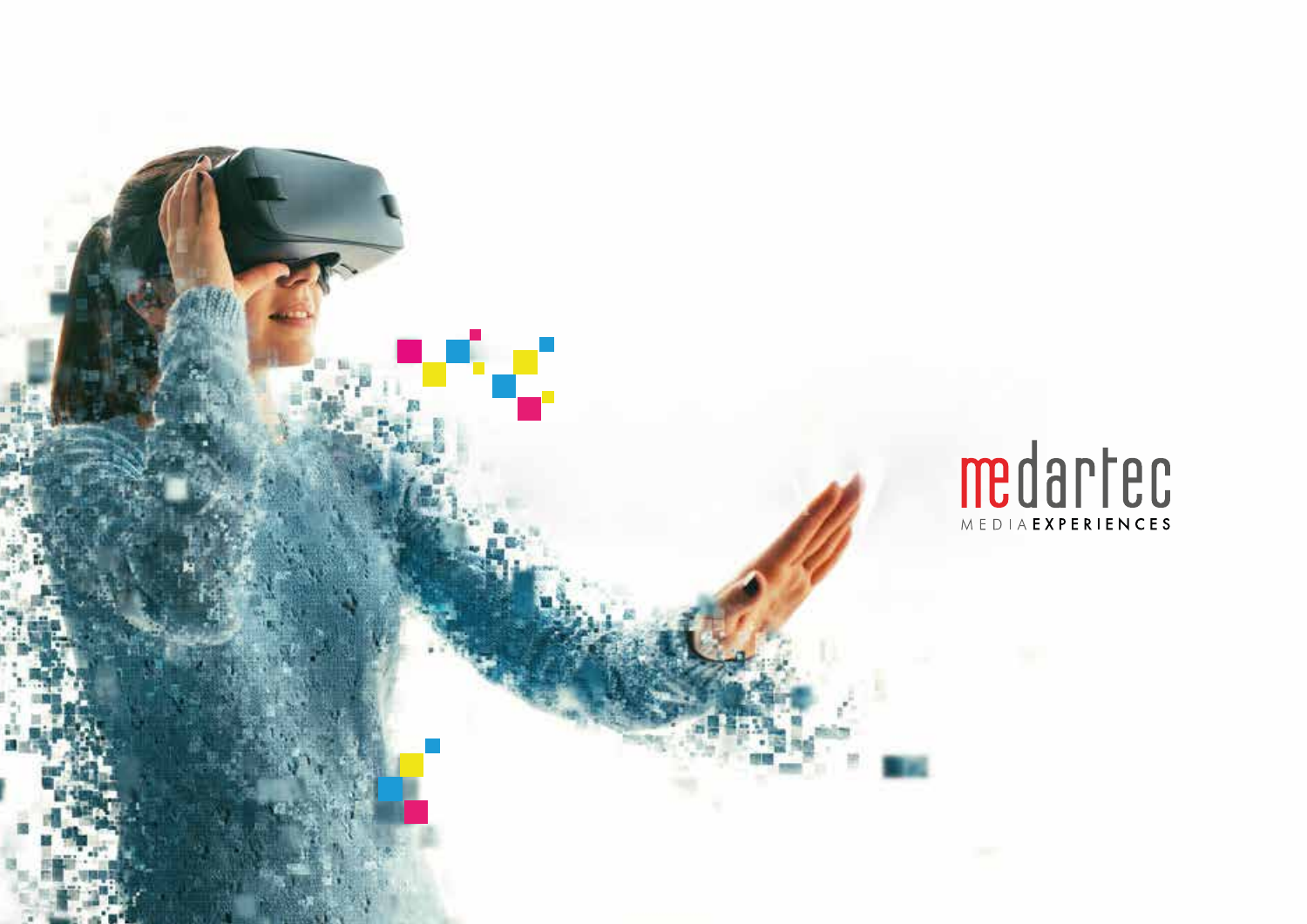medartec

MEDIA EXPERIENCES